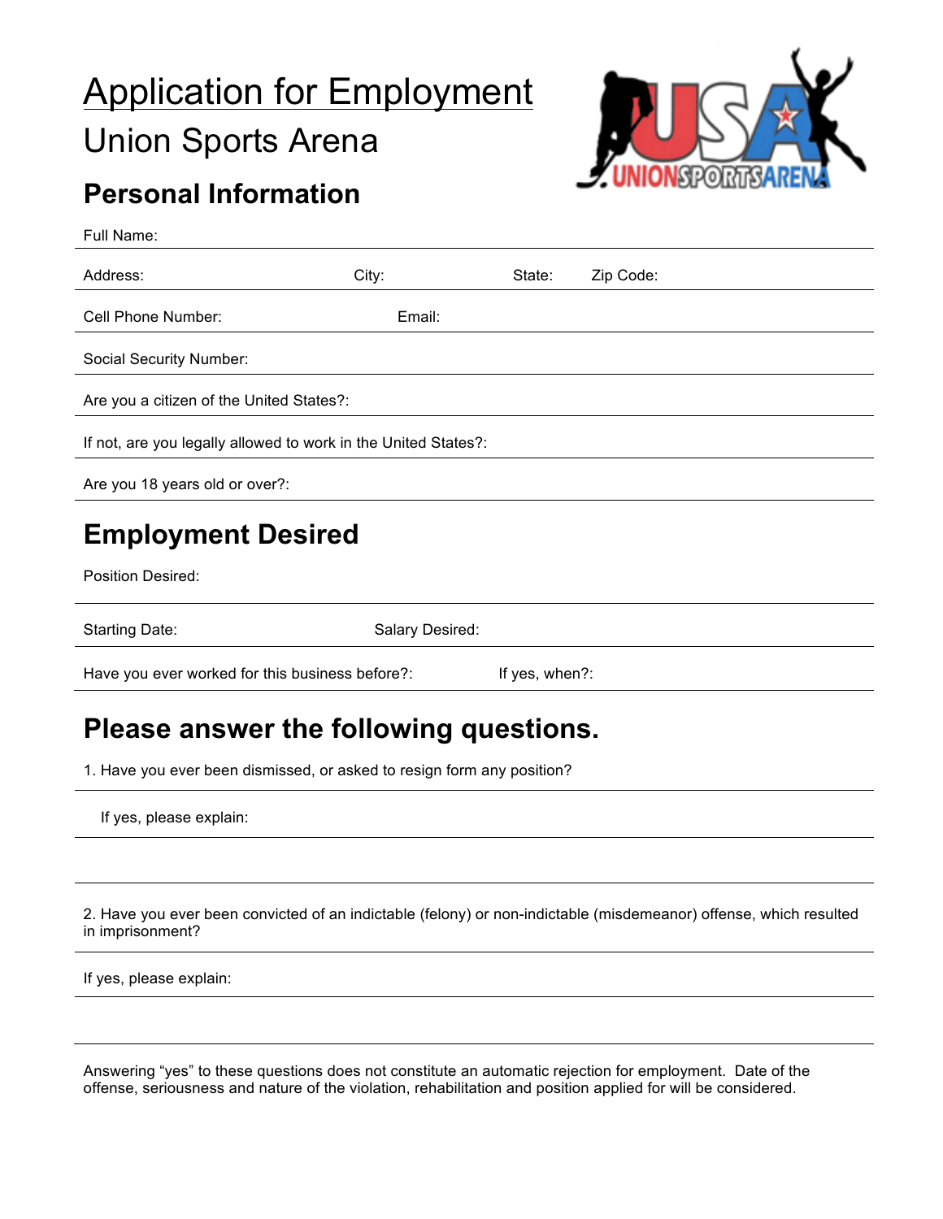# Application for Employment

## Union Sports Arena

### Personal Information

Full Name:

Address: City: State: Zip Code:

Cell Phone Number: Email:

Social Security Number:

Are you a citizen of the United States?:

If not, are you legally allowed to work in the United States?:

Are you 18 years old or over?:

### Employment Desired

Position Desired:

Starting Date: Salary Desired:

Have you ever worked for this business before?: If yes, when?:

### Please answer the following questions.

1. Have you ever been dismissed, or asked to resign form any position?

   If yes, please explain:

2. Have you ever been convicted of an indictable (felony) or non-indictable (misdemeanor) offense, which resulted in imprisonment?

If yes, please explain:

Answering "yes" to these questions does not constitute an automatic rejection for employment. Date of the offense, seriousness and nature of the violation, rehabilitation and position applied for will be considered.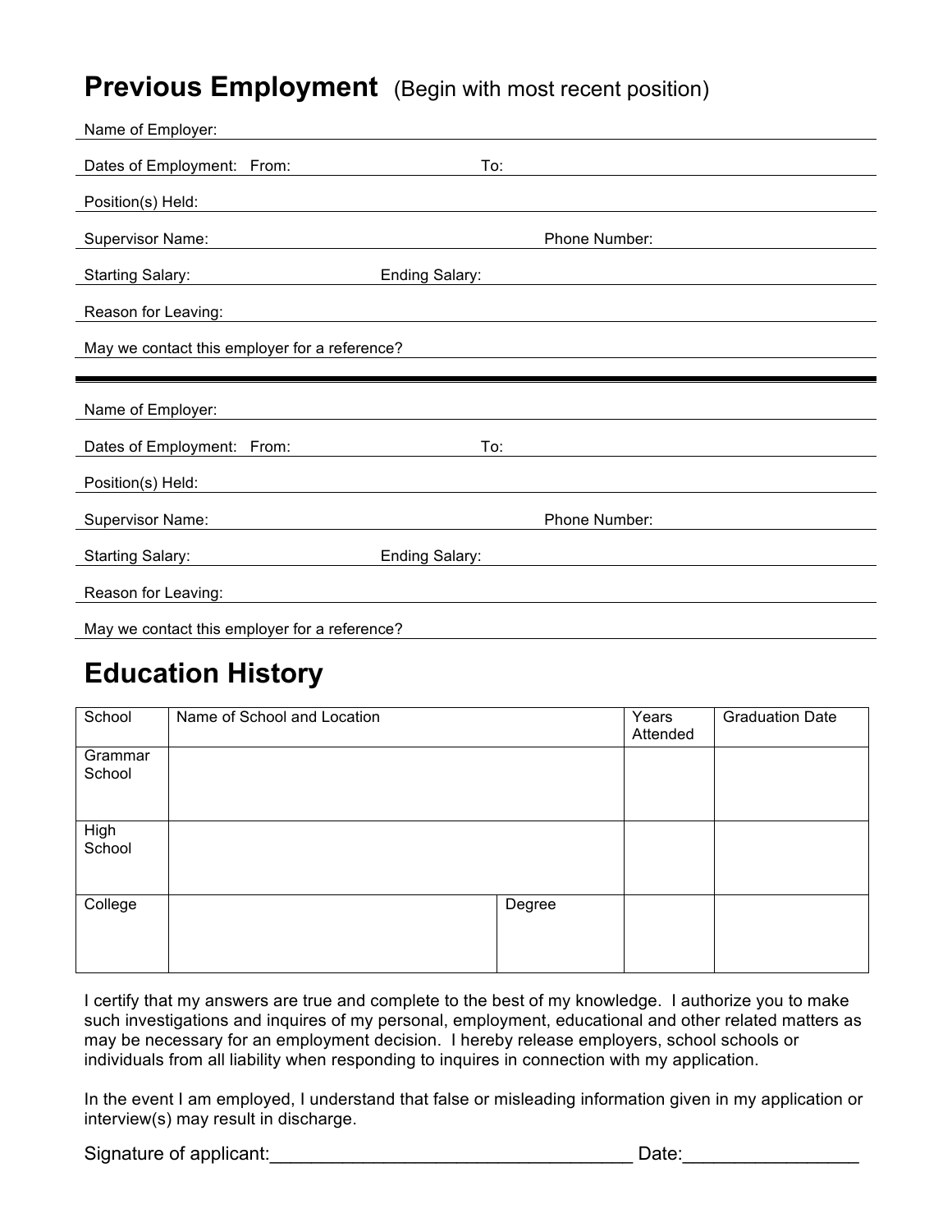## Previous Employment (Begin with most recent position)

Name of Employer:

Dates of Employment: From: To:

Position(s) Held:

Supervisor Name: Phone Number:

Starting Salary: Ending Salary:

Reason for Leaving:

May we contact this employer for a reference?

---

Name of Employer:

Dates of Employment: From: To:

Position(s) Held:

Supervisor Name: Phone Number:

Starting Salary: Ending Salary:

Reason for Leaving:

May we contact this employer for a reference?

## Education History

| School | Name of School and Location | | Years Attended | Graduation Date |
|---|---|---|---|---|
| Grammar School | | | | |
| High School | | | | |
| College | | Degree | | |

I certify that my answers are true and complete to the best of my knowledge. I authorize you to make such investigations and inquires of my personal, employment, educational and other related matters as may be necessary for an employment decision. I hereby release employers, school schools or individuals from all liability when responding to inquires in connection with my application.

In the event I am employed, I understand that false or misleading information given in my application or interview(s) may result in discharge.

Signature of applicant:___________________________________ Date:_________________